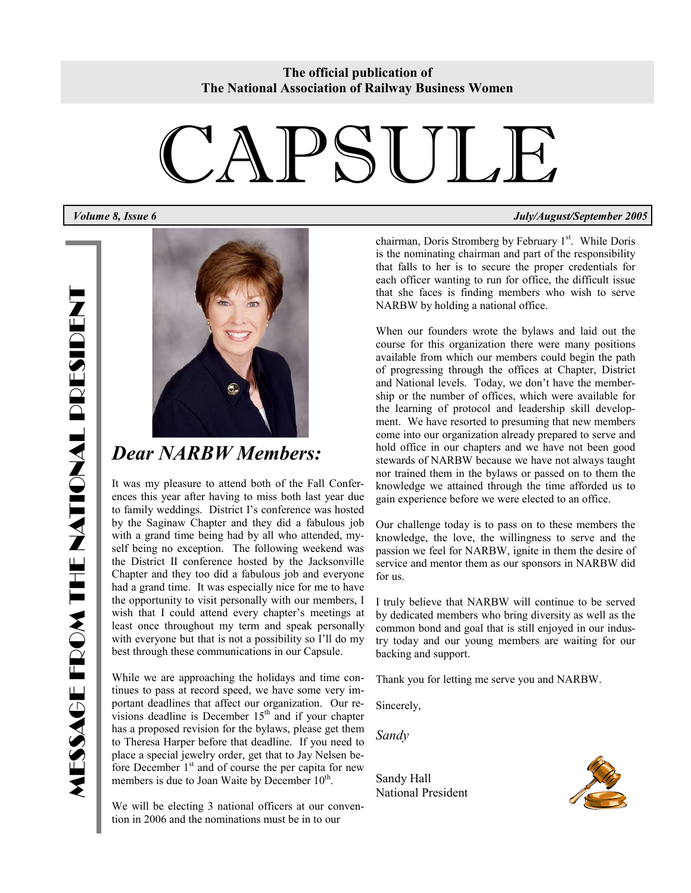**The official publication of**
**The National Association of Railway Business Women**

# CAPSULE

***Volume 8, Issue 6*** ***July/August/September 2005***

## MESSAGE FROM THE NATIONAL PRESIDENT

## *Dear NARBW Members:*

It was my pleasure to attend both of the Fall Conferences this year after having to miss both last year due to family weddings. District I's conference was hosted by the Saginaw Chapter and they did a fabulous job with a grand time being had by all who attended, myself being no exception. The following weekend was the District II conference hosted by the Jacksonville Chapter and they too did a fabulous job and everyone had a grand time. It was especially nice for me to have the opportunity to visit personally with our members, I wish that I could attend every chapter's meetings at least once throughout my term and speak personally with everyone but that is not a possibility so I'll do my best through these communications in our Capsule.

While we are approaching the holidays and time continues to pass at record speed, we have some very important deadlines that affect our organization. Our revisions deadline is December 15th and if your chapter has a proposed revision for the bylaws, please get them to Theresa Harper before that deadline. If you need to place a special jewelry order, get that to Jay Nelsen before December 1st and of course the per capita for new members is due to Joan Waite by December 10th.

We will be electing 3 national officers at our convention in 2006 and the nominations must be in to our chairman, Doris Stromberg by February 1st. While Doris is the nominating chairman and part of the responsibility that falls to her is to secure the proper credentials for each officer wanting to run for office, the difficult issue that she faces is finding members who wish to serve NARBW by holding a national office.

When our founders wrote the bylaws and laid out the course for this organization there were many positions available from which our members could begin the path of progressing through the offices at Chapter, District and National levels. Today, we don't have the membership or the number of offices, which were available for the learning of protocol and leadership skill development. We have resorted to presuming that new members come into our organization already prepared to serve and hold office in our chapters and we have not been good stewards of NARBW because we have not always taught nor trained them in the bylaws or passed on to them the knowledge we attained through the time afforded us to gain experience before we were elected to an office.

Our challenge today is to pass on to these members the knowledge, the love, the willingness to serve and the passion we feel for NARBW, ignite in them the desire of service and mentor them as our sponsors in NARBW did for us.

I truly believe that NARBW will continue to be served by dedicated members who bring diversity as well as the common bond and goal that is still enjoyed in our industry today and our young members are waiting for our backing and support.

Thank you for letting me serve you and NARBW.

Sincerely,

*Sandy*

Sandy Hall
National President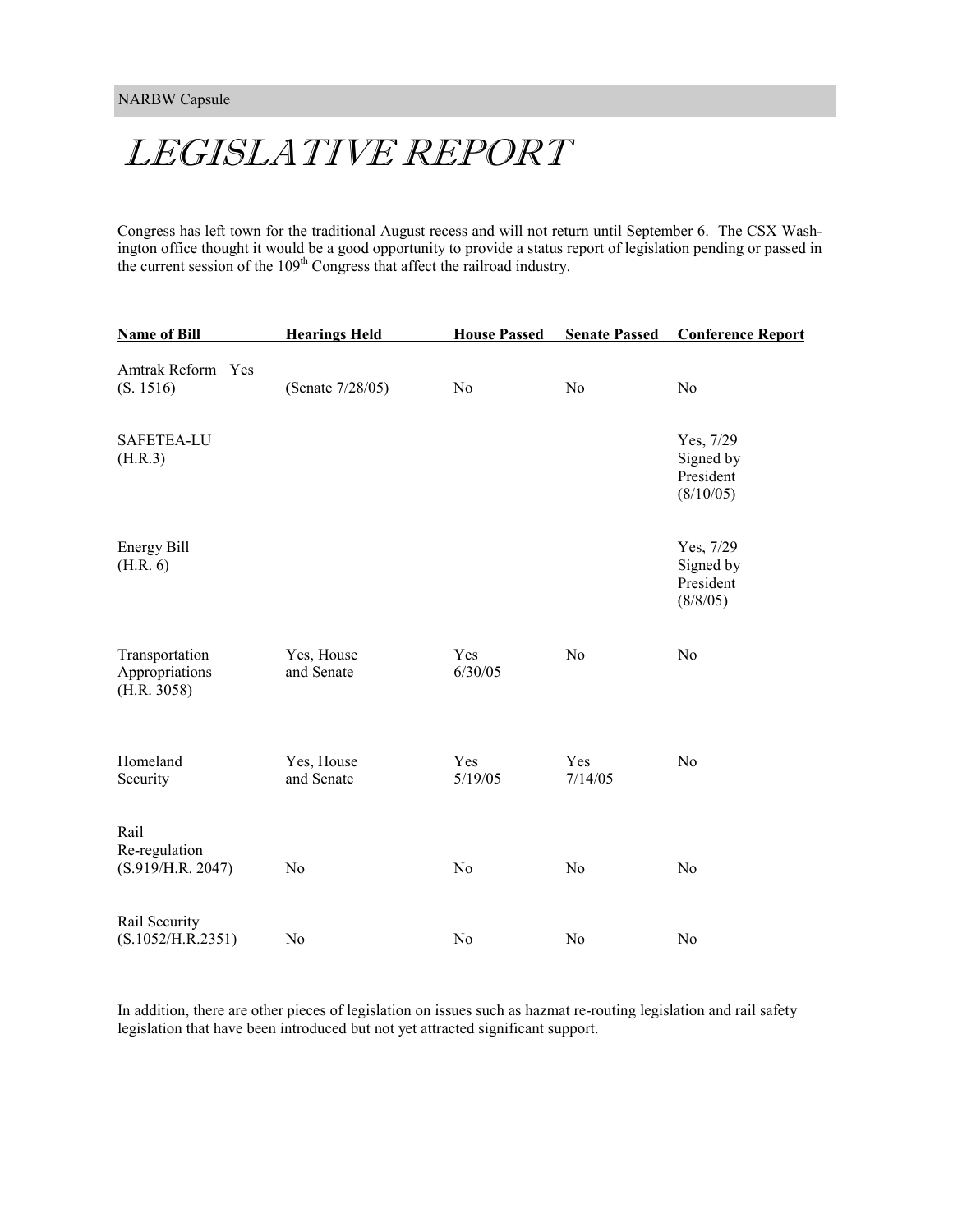NARBW Capsule

# *LEGISLATIVE REPORT*

Congress has left town for the traditional August recess and will not return until September 6. The CSX Washington office thought it would be a good opportunity to provide a status report of legislation pending or passed in the current session of the 109th Congress that affect the railroad industry.

| Name of Bill | Hearings Held | House Passed | Senate Passed | Conference Report |
|---|---|---|---|---|
| Amtrak Reform (S. 1516) | Yes (Senate 7/28/05) | No | No | No |
| SAFETEA-LU (H.R.3) | | | | Yes, 7/29 Signed by President (8/10/05) |
| Energy Bill (H.R. 6) | | | | Yes, 7/29 Signed by President (8/8/05) |
| Transportation Appropriations (H.R. 3058) | Yes, House and Senate | Yes 6/30/05 | No | No |
| Homeland Security | Yes, House and Senate | Yes 5/19/05 | Yes 7/14/05 | No |
| Rail Re-regulation (S.919/H.R. 2047) | No | No | No | No |
| Rail Security (S.1052/H.R.2351) | No | No | No | No |

In addition, there are other pieces of legislation on issues such as hazmat re-routing legislation and rail safety legislation that have been introduced but not yet attracted significant support.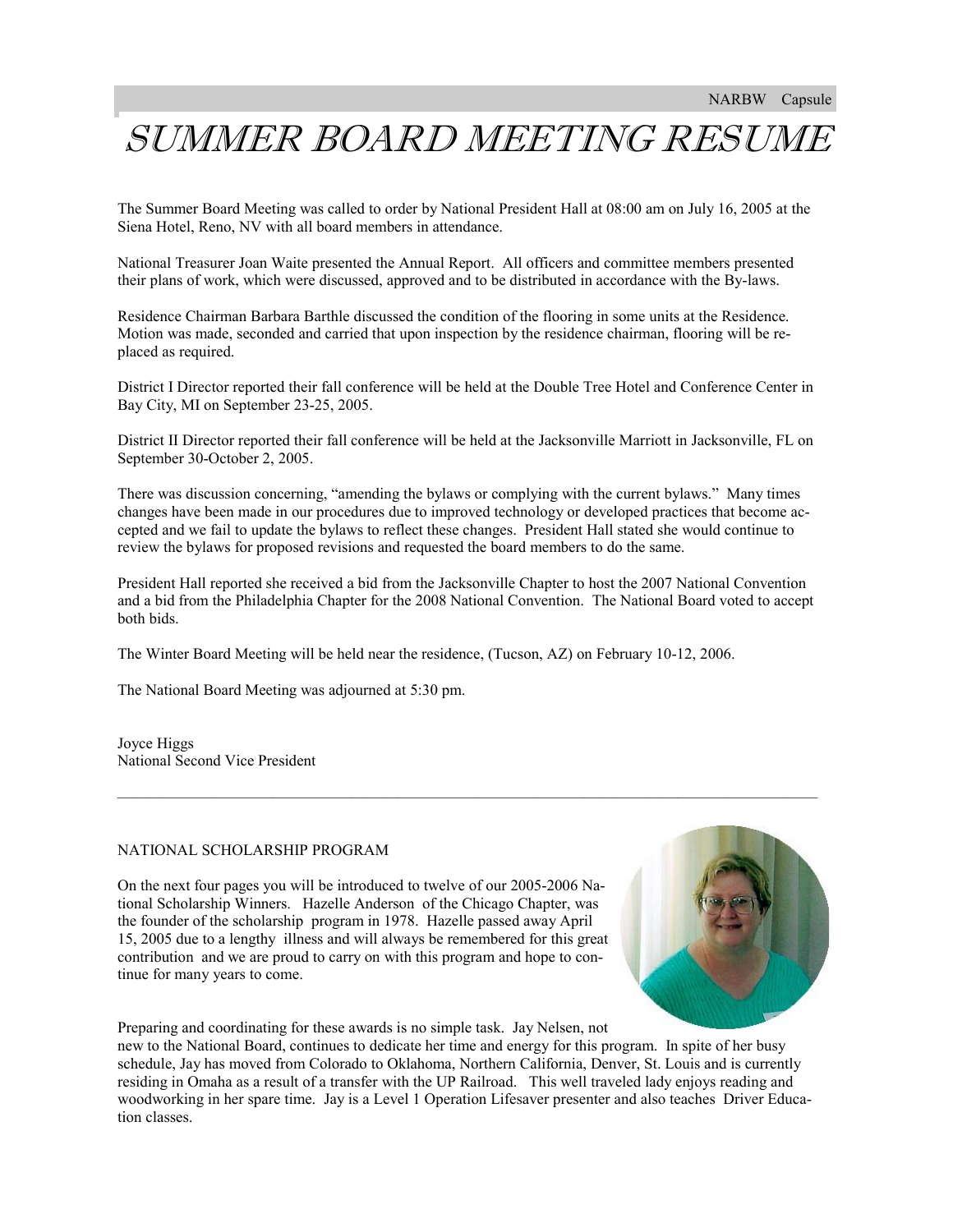# SUMMER BOARD MEETING RESUME

The Summer Board Meeting was called to order by National President Hall at 08:00 am on July 16, 2005 at the Siena Hotel, Reno, NV with all board members in attendance.

National Treasurer Joan Waite presented the Annual Report. All officers and committee members presented their plans of work, which were discussed, approved and to be distributed in accordance with the By-laws.

Residence Chairman Barbara Barthle discussed the condition of the flooring in some units at the Residence. Motion was made, seconded and carried that upon inspection by the residence chairman, flooring will be replaced as required.

District I Director reported their fall conference will be held at the Double Tree Hotel and Conference Center in Bay City, MI on September 23-25, 2005.

District II Director reported their fall conference will be held at the Jacksonville Marriott in Jacksonville, FL on September 30-October 2, 2005.

There was discussion concerning, "amending the bylaws or complying with the current bylaws." Many times changes have been made in our procedures due to improved technology or developed practices that become accepted and we fail to update the bylaws to reflect these changes. President Hall stated she would continue to review the bylaws for proposed revisions and requested the board members to do the same.

President Hall reported she received a bid from the Jacksonville Chapter to host the 2007 National Convention and a bid from the Philadelphia Chapter for the 2008 National Convention. The National Board voted to accept both bids.

The Winter Board Meeting will be held near the residence, (Tucson, AZ) on February 10-12, 2006.

The National Board Meeting was adjourned at 5:30 pm.

Joyce Higgs
National Second Vice President

---

NATIONAL SCHOLARSHIP PROGRAM

On the next four pages you will be introduced to twelve of our 2005-2006 National Scholarship Winners. Hazelle Anderson of the Chicago Chapter, was the founder of the scholarship program in 1978. Hazelle passed away April 15, 2005 due to a lengthy illness and will always be remembered for this great contribution and we are proud to carry on with this program and hope to continue for many years to come.

Preparing and coordinating for these awards is no simple task. Jay Nelsen, not new to the National Board, continues to dedicate her time and energy for this program. In spite of her busy schedule, Jay has moved from Colorado to Oklahoma, Northern California, Denver, St. Louis and is currently residing in Omaha as a result of a transfer with the UP Railroad. This well traveled lady enjoys reading and woodworking in her spare time. Jay is a Level 1 Operation Lifesaver presenter and also teaches Driver Education classes.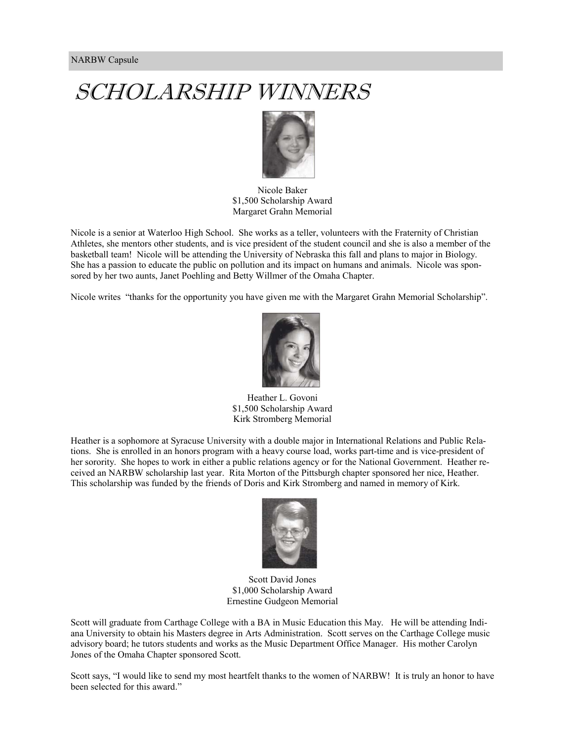# SCHOLARSHIP WINNERS

Nicole Baker
$1,500 Scholarship Award
Margaret Grahn Memorial

Nicole is a senior at Waterloo High School. She works as a teller, volunteers with the Fraternity of Christian Athletes, she mentors other students, and is vice president of the student council and she is also a member of the basketball team! Nicole will be attending the University of Nebraska this fall and plans to major in Biology. She has a passion to educate the public on pollution and its impact on humans and animals. Nicole was sponsored by her two aunts, Janet Poehling and Betty Willmer of the Omaha Chapter.

Nicole writes "thanks for the opportunity you have given me with the Margaret Grahn Memorial Scholarship".

Heather L. Govoni
$1,500 Scholarship Award
Kirk Stromberg Memorial

Heather is a sophomore at Syracuse University with a double major in International Relations and Public Relations. She is enrolled in an honors program with a heavy course load, works part-time and is vice-president of her sorority. She hopes to work in either a public relations agency or for the National Government. Heather received an NARBW scholarship last year. Rita Morton of the Pittsburgh chapter sponsored her nice, Heather. This scholarship was funded by the friends of Doris and Kirk Stromberg and named in memory of Kirk.

Scott David Jones
$1,000 Scholarship Award
Ernestine Gudgeon Memorial

Scott will graduate from Carthage College with a BA in Music Education this May. He will be attending Indiana University to obtain his Masters degree in Arts Administration. Scott serves on the Carthage College music advisory board; he tutors students and works as the Music Department Office Manager. His mother Carolyn Jones of the Omaha Chapter sponsored Scott.

Scott says, "I would like to send my most heartfelt thanks to the women of NARBW! It is truly an honor to have been selected for this award."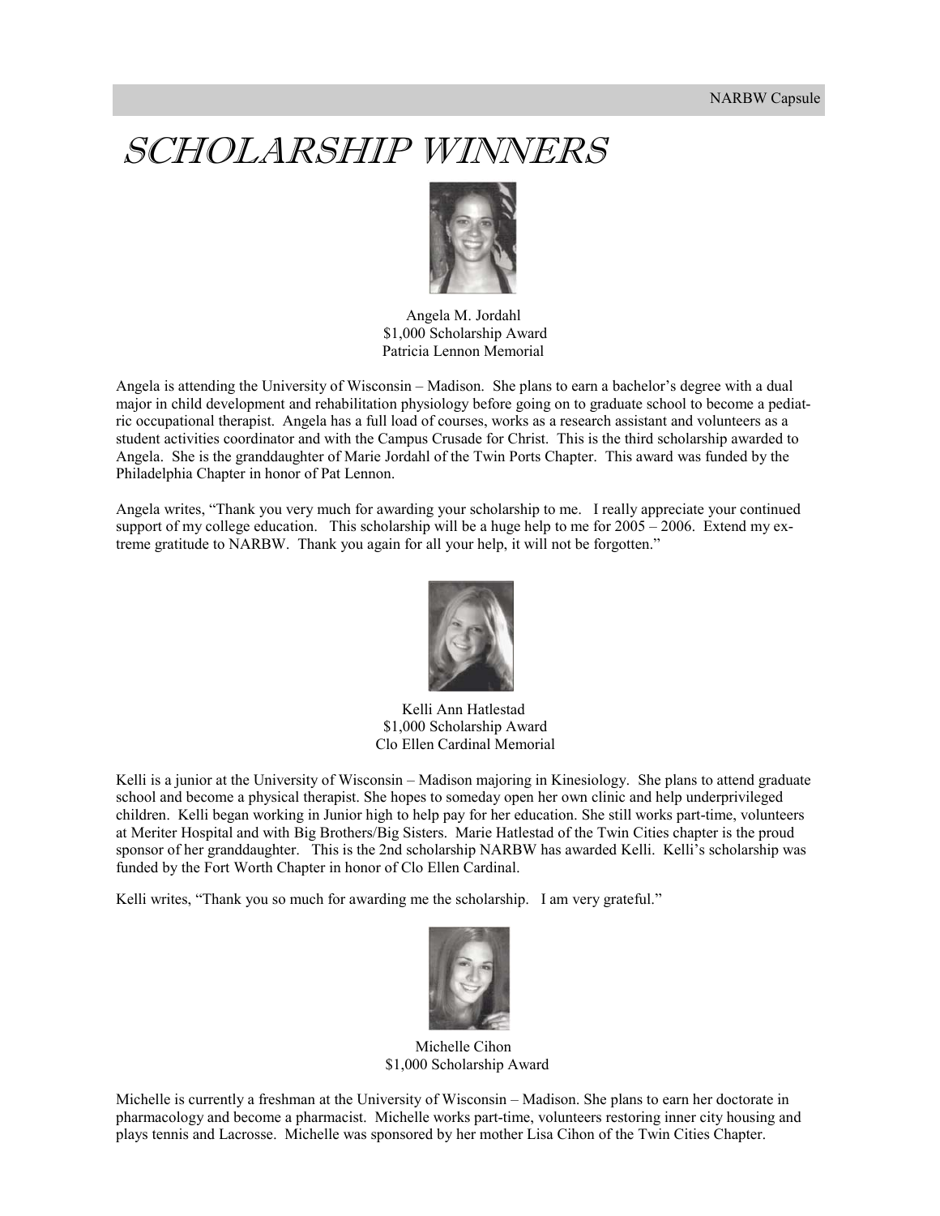# SCHOLARSHIP WINNERS

Angela M. Jordahl
$1,000 Scholarship Award
Patricia Lennon Memorial

Angela is attending the University of Wisconsin – Madison. She plans to earn a bachelor's degree with a dual major in child development and rehabilitation physiology before going on to graduate school to become a pediatric occupational therapist. Angela has a full load of courses, works as a research assistant and volunteers as a student activities coordinator and with the Campus Crusade for Christ. This is the third scholarship awarded to Angela. She is the granddaughter of Marie Jordahl of the Twin Ports Chapter. This award was funded by the Philadelphia Chapter in honor of Pat Lennon.

Angela writes, "Thank you very much for awarding your scholarship to me. I really appreciate your continued support of my college education. This scholarship will be a huge help to me for 2005 – 2006. Extend my extreme gratitude to NARBW. Thank you again for all your help, it will not be forgotten."

Kelli Ann Hatlestad
$1,000 Scholarship Award
Clo Ellen Cardinal Memorial

Kelli is a junior at the University of Wisconsin – Madison majoring in Kinesiology. She plans to attend graduate school and become a physical therapist. She hopes to someday open her own clinic and help underprivileged children. Kelli began working in Junior high to help pay for her education. She still works part-time, volunteers at Meriter Hospital and with Big Brothers/Big Sisters. Marie Hatlestad of the Twin Cities chapter is the proud sponsor of her granddaughter. This is the 2nd scholarship NARBW has awarded Kelli. Kelli's scholarship was funded by the Fort Worth Chapter in honor of Clo Ellen Cardinal.

Kelli writes, "Thank you so much for awarding me the scholarship. I am very grateful."

Michelle Cihon
$1,000 Scholarship Award

Michelle is currently a freshman at the University of Wisconsin – Madison. She plans to earn her doctorate in pharmacology and become a pharmacist. Michelle works part-time, volunteers restoring inner city housing and plays tennis and Lacrosse. Michelle was sponsored by her mother Lisa Cihon of the Twin Cities Chapter.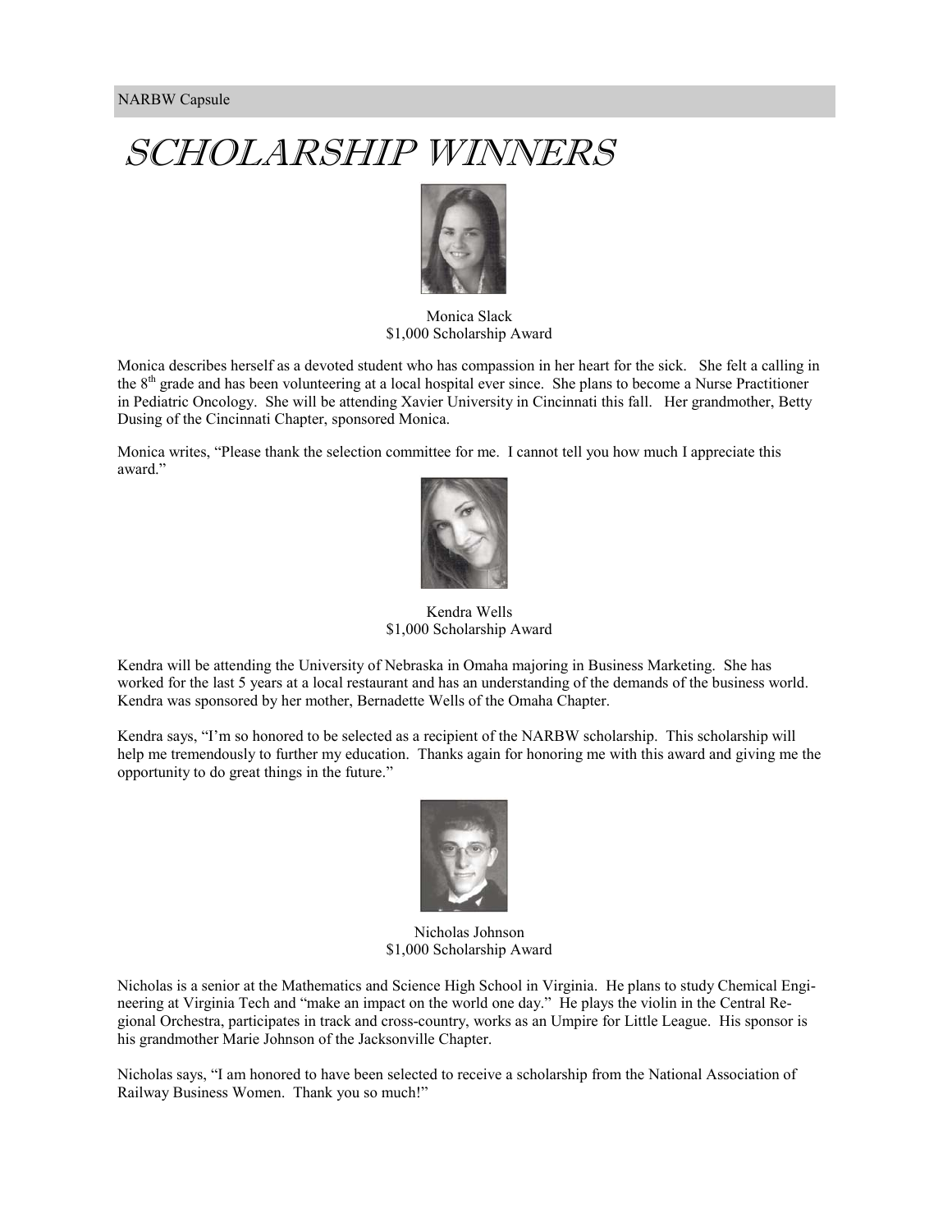# SCHOLARSHIP WINNERS

Monica Slack
$1,000 Scholarship Award

Monica describes herself as a devoted student who has compassion in her heart for the sick. She felt a calling in the 8th grade and has been volunteering at a local hospital ever since. She plans to become a Nurse Practitioner in Pediatric Oncology. She will be attending Xavier University in Cincinnati this fall. Her grandmother, Betty Dusing of the Cincinnati Chapter, sponsored Monica.

Monica writes, "Please thank the selection committee for me. I cannot tell you how much I appreciate this award."

Kendra Wells
$1,000 Scholarship Award

Kendra will be attending the University of Nebraska in Omaha majoring in Business Marketing. She has worked for the last 5 years at a local restaurant and has an understanding of the demands of the business world. Kendra was sponsored by her mother, Bernadette Wells of the Omaha Chapter.

Kendra says, "I'm so honored to be selected as a recipient of the NARBW scholarship. This scholarship will help me tremendously to further my education. Thanks again for honoring me with this award and giving me the opportunity to do great things in the future."

Nicholas Johnson
$1,000 Scholarship Award

Nicholas is a senior at the Mathematics and Science High School in Virginia. He plans to study Chemical Engineering at Virginia Tech and "make an impact on the world one day." He plays the violin in the Central Regional Orchestra, participates in track and cross-country, works as an Umpire for Little League. His sponsor is his grandmother Marie Johnson of the Jacksonville Chapter.

Nicholas says, "I am honored to have been selected to receive a scholarship from the National Association of Railway Business Women. Thank you so much!"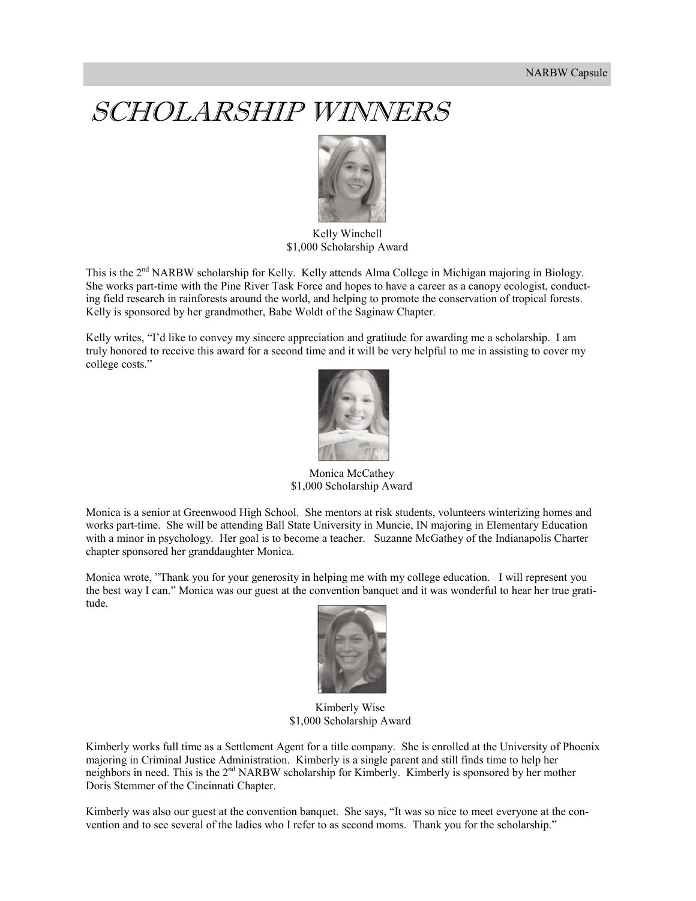# SCHOLARSHIP WINNERS

Kelly Winchell
$1,000 Scholarship Award

This is the 2nd NARBW scholarship for Kelly. Kelly attends Alma College in Michigan majoring in Biology. She works part-time with the Pine River Task Force and hopes to have a career as a canopy ecologist, conducting field research in rainforests around the world, and helping to promote the conservation of tropical forests. Kelly is sponsored by her grandmother, Babe Woldt of the Saginaw Chapter.

Kelly writes, "I'd like to convey my sincere appreciation and gratitude for awarding me a scholarship. I am truly honored to receive this award for a second time and it will be very helpful to me in assisting to cover my college costs."

Monica McCathey
$1,000 Scholarship Award

Monica is a senior at Greenwood High School. She mentors at risk students, volunteers winterizing homes and works part-time. She will be attending Ball State University in Muncie, IN majoring in Elementary Education with a minor in psychology. Her goal is to become a teacher. Suzanne McGathey of the Indianapolis Charter chapter sponsored her granddaughter Monica.

Monica wrote, "Thank you for your generosity in helping me with my college education. I will represent you the best way I can." Monica was our guest at the convention banquet and it was wonderful to hear her true gratitude.

Kimberly Wise
$1,000 Scholarship Award

Kimberly works full time as a Settlement Agent for a title company. She is enrolled at the University of Phoenix majoring in Criminal Justice Administration. Kimberly is a single parent and still finds time to help her neighbors in need. This is the 2nd NARBW scholarship for Kimberly. Kimberly is sponsored by her mother Doris Stemmer of the Cincinnati Chapter.

Kimberly was also our guest at the convention banquet. She says, "It was so nice to meet everyone at the convention and to see several of the ladies who I refer to as second moms. Thank you for the scholarship."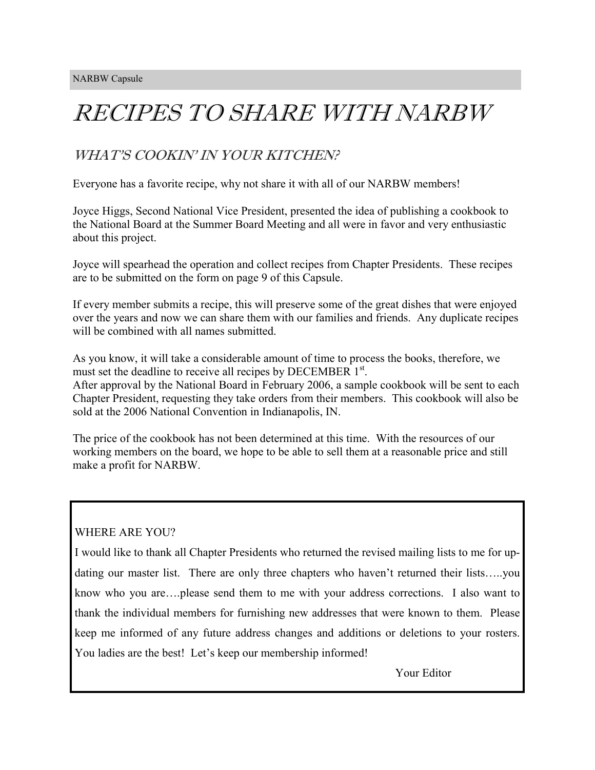# RECIPES TO SHARE WITH NARBW

## WHAT'S COOKIN' IN YOUR KITCHEN?

Everyone has a favorite recipe, why not share it with all of our NARBW members!

Joyce Higgs, Second National Vice President, presented the idea of publishing a cookbook to the National Board at the Summer Board Meeting and all were in favor and very enthusiastic about this project.

Joyce will spearhead the operation and collect recipes from Chapter Presidents. These recipes are to be submitted on the form on page 9 of this Capsule.

If every member submits a recipe, this will preserve some of the great dishes that were enjoyed over the years and now we can share them with our families and friends. Any duplicate recipes will be combined with all names submitted.

As you know, it will take a considerable amount of time to process the books, therefore, we must set the deadline to receive all recipes by DECEMBER 1st.
After approval by the National Board in February 2006, a sample cookbook will be sent to each Chapter President, requesting they take orders from their members. This cookbook will also be sold at the 2006 National Convention in Indianapolis, IN.

The price of the cookbook has not been determined at this time. With the resources of our working members on the board, we hope to be able to sell them at a reasonable price and still make a profit for NARBW.

---

WHERE ARE YOU?

I would like to thank all Chapter Presidents who returned the revised mailing lists to me for updating our master list. There are only three chapters who haven't returned their lists…..you know who you are….please send them to me with your address corrections. I also want to thank the individual members for furnishing new addresses that were known to them. Please keep me informed of any future address changes and additions or deletions to your rosters. You ladies are the best! Let's keep our membership informed!

Your Editor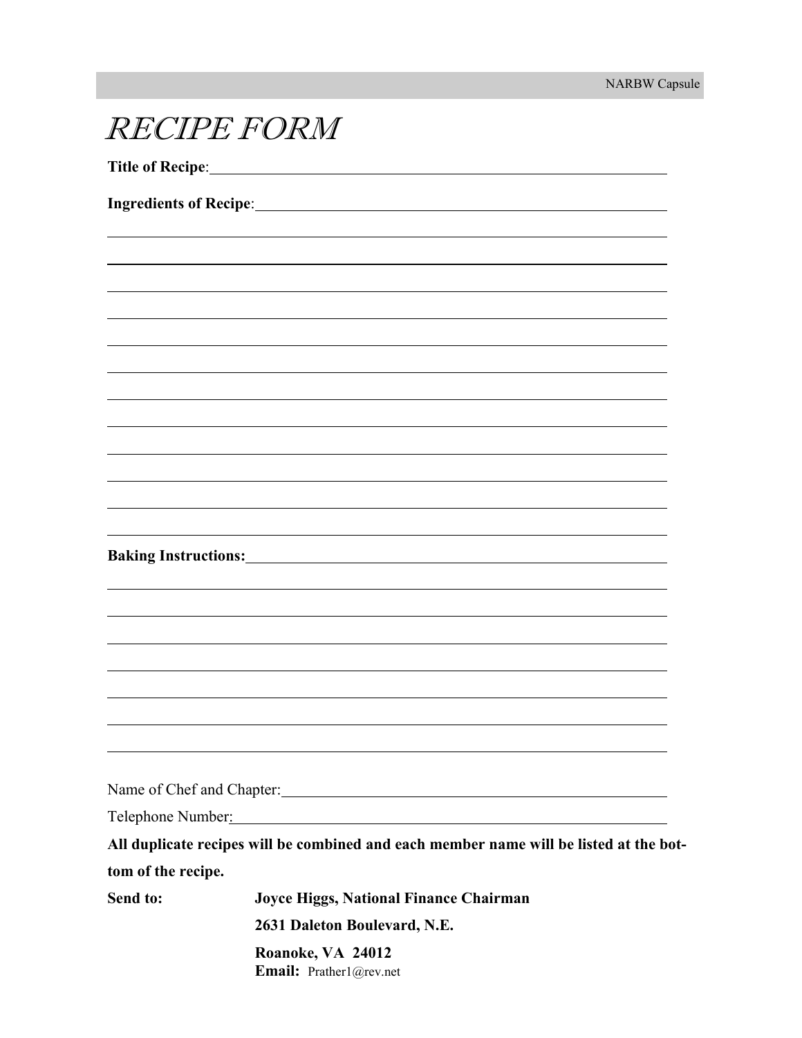# *RECIPE FORM*

**Title of Recipe**: \_\_\_\_\_\_\_\_\_\_\_\_\_\_\_\_\_\_\_\_\_\_\_\_\_\_\_\_\_\_\_\_\_\_\_\_\_\_\_\_

**Ingredients of Recipe**: \_\_\_\_\_\_\_\_\_\_\_\_\_\_\_\_\_\_\_\_\_\_\_\_\_\_\_\_\_\_\_\_\_\_\_\_\_\_\_\_

\_\_\_\_\_\_\_\_\_\_\_\_\_\_\_\_\_\_\_\_\_\_\_\_\_\_\_\_\_\_\_\_\_\_\_\_\_\_\_\_\_\_\_\_\_\_\_\_\_\_\_\_

\_\_\_\_\_\_\_\_\_\_\_\_\_\_\_\_\_\_\_\_\_\_\_\_\_\_\_\_\_\_\_\_\_\_\_\_\_\_\_\_\_\_\_\_\_\_\_\_\_\_\_\_

\_\_\_\_\_\_\_\_\_\_\_\_\_\_\_\_\_\_\_\_\_\_\_\_\_\_\_\_\_\_\_\_\_\_\_\_\_\_\_\_\_\_\_\_\_\_\_\_\_\_\_\_

\_\_\_\_\_\_\_\_\_\_\_\_\_\_\_\_\_\_\_\_\_\_\_\_\_\_\_\_\_\_\_\_\_\_\_\_\_\_\_\_\_\_\_\_\_\_\_\_\_\_\_\_

\_\_\_\_\_\_\_\_\_\_\_\_\_\_\_\_\_\_\_\_\_\_\_\_\_\_\_\_\_\_\_\_\_\_\_\_\_\_\_\_\_\_\_\_\_\_\_\_\_\_\_\_

\_\_\_\_\_\_\_\_\_\_\_\_\_\_\_\_\_\_\_\_\_\_\_\_\_\_\_\_\_\_\_\_\_\_\_\_\_\_\_\_\_\_\_\_\_\_\_\_\_\_\_\_

\_\_\_\_\_\_\_\_\_\_\_\_\_\_\_\_\_\_\_\_\_\_\_\_\_\_\_\_\_\_\_\_\_\_\_\_\_\_\_\_\_\_\_\_\_\_\_\_\_\_\_\_

\_\_\_\_\_\_\_\_\_\_\_\_\_\_\_\_\_\_\_\_\_\_\_\_\_\_\_\_\_\_\_\_\_\_\_\_\_\_\_\_\_\_\_\_\_\_\_\_\_\_\_\_

\_\_\_\_\_\_\_\_\_\_\_\_\_\_\_\_\_\_\_\_\_\_\_\_\_\_\_\_\_\_\_\_\_\_\_\_\_\_\_\_\_\_\_\_\_\_\_\_\_\_\_\_

\_\_\_\_\_\_\_\_\_\_\_\_\_\_\_\_\_\_\_\_\_\_\_\_\_\_\_\_\_\_\_\_\_\_\_\_\_\_\_\_\_\_\_\_\_\_\_\_\_\_\_\_

\_\_\_\_\_\_\_\_\_\_\_\_\_\_\_\_\_\_\_\_\_\_\_\_\_\_\_\_\_\_\_\_\_\_\_\_\_\_\_\_\_\_\_\_\_\_\_\_\_\_\_\_

\_\_\_\_\_\_\_\_\_\_\_\_\_\_\_\_\_\_\_\_\_\_\_\_\_\_\_\_\_\_\_\_\_\_\_\_\_\_\_\_\_\_\_\_\_\_\_\_\_\_\_\_

**Baking Instructions:** \_\_\_\_\_\_\_\_\_\_\_\_\_\_\_\_\_\_\_\_\_\_\_\_\_\_\_\_\_\_\_\_\_\_\_\_\_\_\_\_

\_\_\_\_\_\_\_\_\_\_\_\_\_\_\_\_\_\_\_\_\_\_\_\_\_\_\_\_\_\_\_\_\_\_\_\_\_\_\_\_\_\_\_\_\_\_\_\_\_\_\_\_

\_\_\_\_\_\_\_\_\_\_\_\_\_\_\_\_\_\_\_\_\_\_\_\_\_\_\_\_\_\_\_\_\_\_\_\_\_\_\_\_\_\_\_\_\_\_\_\_\_\_\_\_

\_\_\_\_\_\_\_\_\_\_\_\_\_\_\_\_\_\_\_\_\_\_\_\_\_\_\_\_\_\_\_\_\_\_\_\_\_\_\_\_\_\_\_\_\_\_\_\_\_\_\_\_

\_\_\_\_\_\_\_\_\_\_\_\_\_\_\_\_\_\_\_\_\_\_\_\_\_\_\_\_\_\_\_\_\_\_\_\_\_\_\_\_\_\_\_\_\_\_\_\_\_\_\_\_

\_\_\_\_\_\_\_\_\_\_\_\_\_\_\_\_\_\_\_\_\_\_\_\_\_\_\_\_\_\_\_\_\_\_\_\_\_\_\_\_\_\_\_\_\_\_\_\_\_\_\_\_

\_\_\_\_\_\_\_\_\_\_\_\_\_\_\_\_\_\_\_\_\_\_\_\_\_\_\_\_\_\_\_\_\_\_\_\_\_\_\_\_\_\_\_\_\_\_\_\_\_\_\_\_

\_\_\_\_\_\_\_\_\_\_\_\_\_\_\_\_\_\_\_\_\_\_\_\_\_\_\_\_\_\_\_\_\_\_\_\_\_\_\_\_\_\_\_\_\_\_\_\_\_\_\_\_

Name of Chef and Chapter: \_\_\_\_\_\_\_\_\_\_\_\_\_\_\_\_\_\_\_\_\_\_\_\_\_\_\_\_\_\_\_\_\_\_\_\_\_\_\_\_

Telephone Number: \_\_\_\_\_\_\_\_\_\_\_\_\_\_\_\_\_\_\_\_\_\_\_\_\_\_\_\_\_\_\_\_\_\_\_\_\_\_\_\_

**All duplicate recipes will be combined and each member name will be listed at the bottom of the recipe.**

**Send to:** **Joyce Higgs, National Finance Chairman**
**2631 Daleton Boulevard, N.E.**
**Roanoke, VA 24012**
**Email:** Prather1@rev.net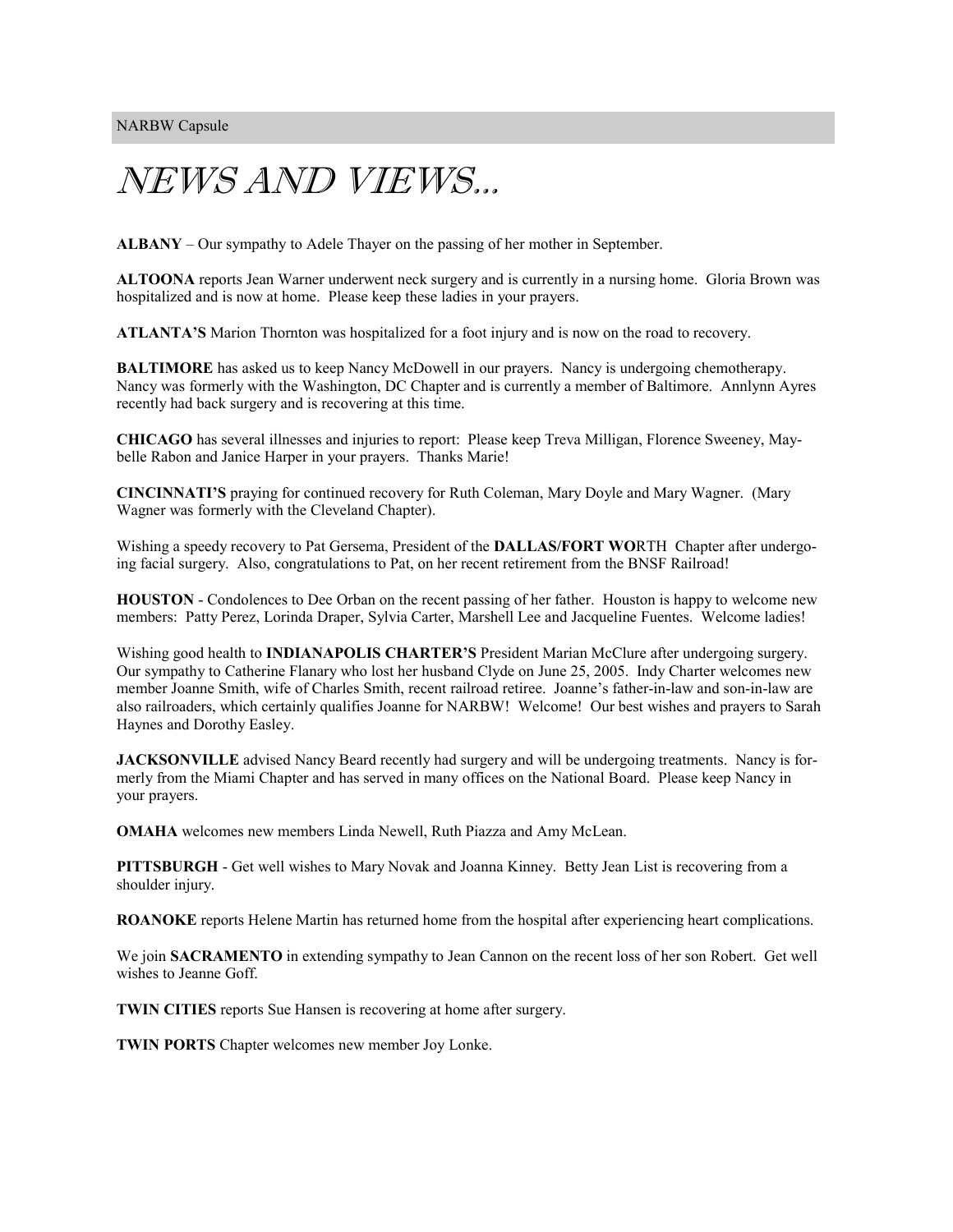# NEWS AND VIEWS...

**ALBANY** – Our sympathy to Adele Thayer on the passing of her mother in September.

**ALTOONA** reports Jean Warner underwent neck surgery and is currently in a nursing home. Gloria Brown was hospitalized and is now at home. Please keep these ladies in your prayers.

**ATLANTA'S** Marion Thornton was hospitalized for a foot injury and is now on the road to recovery.

**BALTIMORE** has asked us to keep Nancy McDowell in our prayers. Nancy is undergoing chemotherapy. Nancy was formerly with the Washington, DC Chapter and is currently a member of Baltimore. Annlynn Ayres recently had back surgery and is recovering at this time.

**CHICAGO** has several illnesses and injuries to report: Please keep Treva Milligan, Florence Sweeney, Maybelle Rabon and Janice Harper in your prayers. Thanks Marie!

**CINCINNATI'S** praying for continued recovery for Ruth Coleman, Mary Doyle and Mary Wagner. (Mary Wagner was formerly with the Cleveland Chapter).

Wishing a speedy recovery to Pat Gersema, President of the **DALLAS/FORT WO**RTH Chapter after undergoing facial surgery. Also, congratulations to Pat, on her recent retirement from the BNSF Railroad!

**HOUSTON** - Condolences to Dee Orban on the recent passing of her father. Houston is happy to welcome new members: Patty Perez, Lorinda Draper, Sylvia Carter, Marshell Lee and Jacqueline Fuentes. Welcome ladies!

Wishing good health to **INDIANAPOLIS CHARTER'S** President Marian McClure after undergoing surgery. Our sympathy to Catherine Flanary who lost her husband Clyde on June 25, 2005. Indy Charter welcomes new member Joanne Smith, wife of Charles Smith, recent railroad retiree. Joanne's father-in-law and son-in-law are also railroaders, which certainly qualifies Joanne for NARBW! Welcome! Our best wishes and prayers to Sarah Haynes and Dorothy Easley.

**JACKSONVILLE** advised Nancy Beard recently had surgery and will be undergoing treatments. Nancy is formerly from the Miami Chapter and has served in many offices on the National Board. Please keep Nancy in your prayers.

**OMAHA** welcomes new members Linda Newell, Ruth Piazza and Amy McLean.

**PITTSBURGH** - Get well wishes to Mary Novak and Joanna Kinney. Betty Jean List is recovering from a shoulder injury.

**ROANOKE** reports Helene Martin has returned home from the hospital after experiencing heart complications.

We join **SACRAMENTO** in extending sympathy to Jean Cannon on the recent loss of her son Robert. Get well wishes to Jeanne Goff.

**TWIN CITIES** reports Sue Hansen is recovering at home after surgery.

**TWIN PORTS** Chapter welcomes new member Joy Lonke.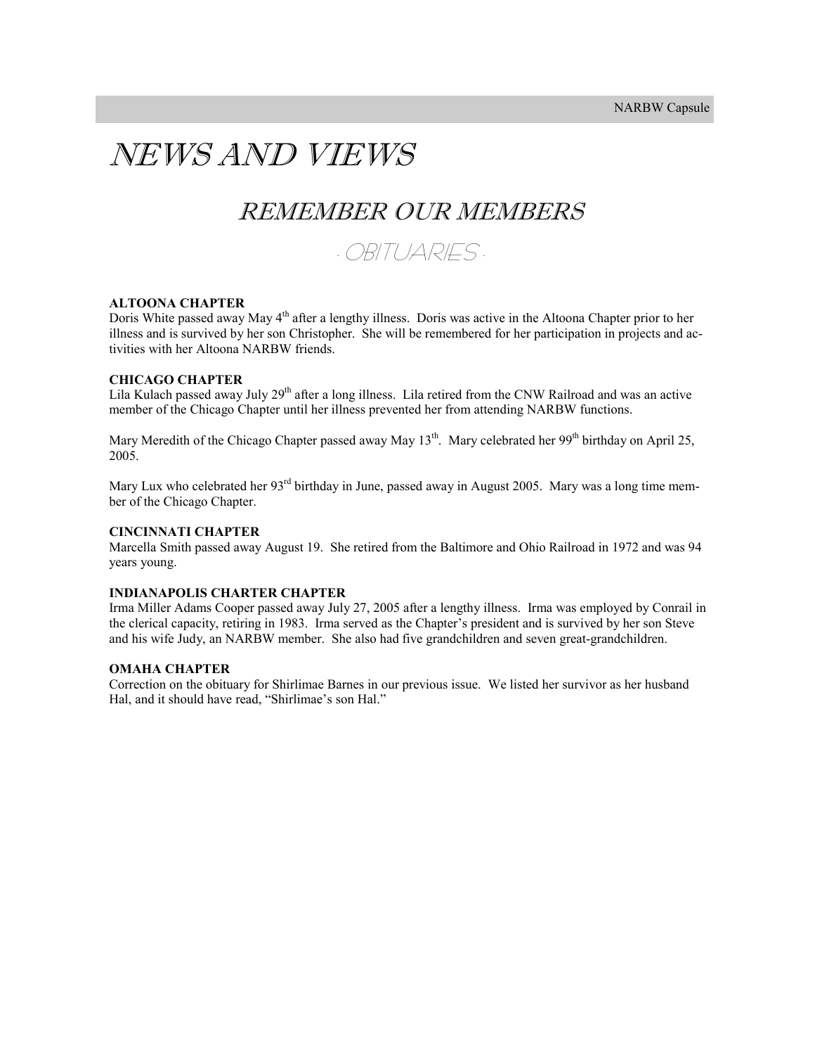# NEWS AND VIEWS

## REMEMBER OUR MEMBERS

### - OBITUARIES -

**ALTOONA CHAPTER**

Doris White passed away May 4th after a lengthy illness. Doris was active in the Altoona Chapter prior to her illness and is survived by her son Christopher. She will be remembered for her participation in projects and activities with her Altoona NARBW friends.

**CHICAGO CHAPTER**

Lila Kulach passed away July 29th after a long illness. Lila retired from the CNW Railroad and was an active member of the Chicago Chapter until her illness prevented her from attending NARBW functions.

Mary Meredith of the Chicago Chapter passed away May 13th. Mary celebrated her 99th birthday on April 25, 2005.

Mary Lux who celebrated her 93rd birthday in June, passed away in August 2005. Mary was a long time member of the Chicago Chapter.

**CINCINNATI CHAPTER**

Marcella Smith passed away August 19. She retired from the Baltimore and Ohio Railroad in 1972 and was 94 years young.

**INDIANAPOLIS CHARTER CHAPTER**

Irma Miller Adams Cooper passed away July 27, 2005 after a lengthy illness. Irma was employed by Conrail in the clerical capacity, retiring in 1983. Irma served as the Chapter's president and is survived by her son Steve and his wife Judy, an NARBW member. She also had five grandchildren and seven great-grandchildren.

**OMAHA CHAPTER**

Correction on the obituary for Shirlimae Barnes in our previous issue. We listed her survivor as her husband Hal, and it should have read, "Shirlimae's son Hal."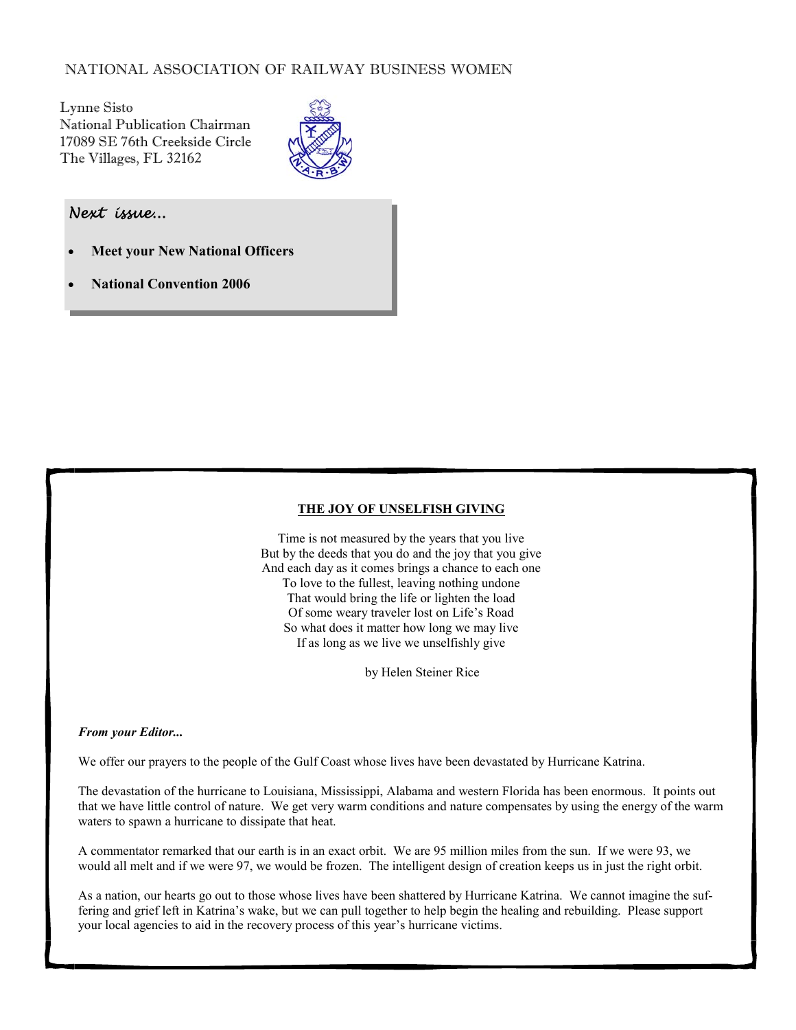NATIONAL ASSOCIATION OF RAILWAY BUSINESS WOMEN

Lynne Sisto
National Publication Chairman
17089 SE 76th Creekside Circle
The Villages, FL 32162

*Next issue...*

- **Meet your New National Officers**
- **National Convention 2006**

**THE JOY OF UNSELFISH GIVING**

Time is not measured by the years that you live
But by the deeds that you do and the joy that you give
And each day as it comes brings a chance to each one
To love to the fullest, leaving nothing undone
That would bring the life or lighten the load
Of some weary traveler lost on Life's Road
So what does it matter how long we may live
If as long as we live we unselfishly give

by Helen Steiner Rice

***From your Editor...***

We offer our prayers to the people of the Gulf Coast whose lives have been devastated by Hurricane Katrina.

The devastation of the hurricane to Louisiana, Mississippi, Alabama and western Florida has been enormous. It points out that we have little control of nature. We get very warm conditions and nature compensates by using the energy of the warm waters to spawn a hurricane to dissipate that heat.

A commentator remarked that our earth is in an exact orbit. We are 95 million miles from the sun. If we were 93, we would all melt and if we were 97, we would be frozen. The intelligent design of creation keeps us in just the right orbit.

As a nation, our hearts go out to those whose lives have been shattered by Hurricane Katrina. We cannot imagine the suffering and grief left in Katrina's wake, but we can pull together to help begin the healing and rebuilding. Please support your local agencies to aid in the recovery process of this year's hurricane victims.